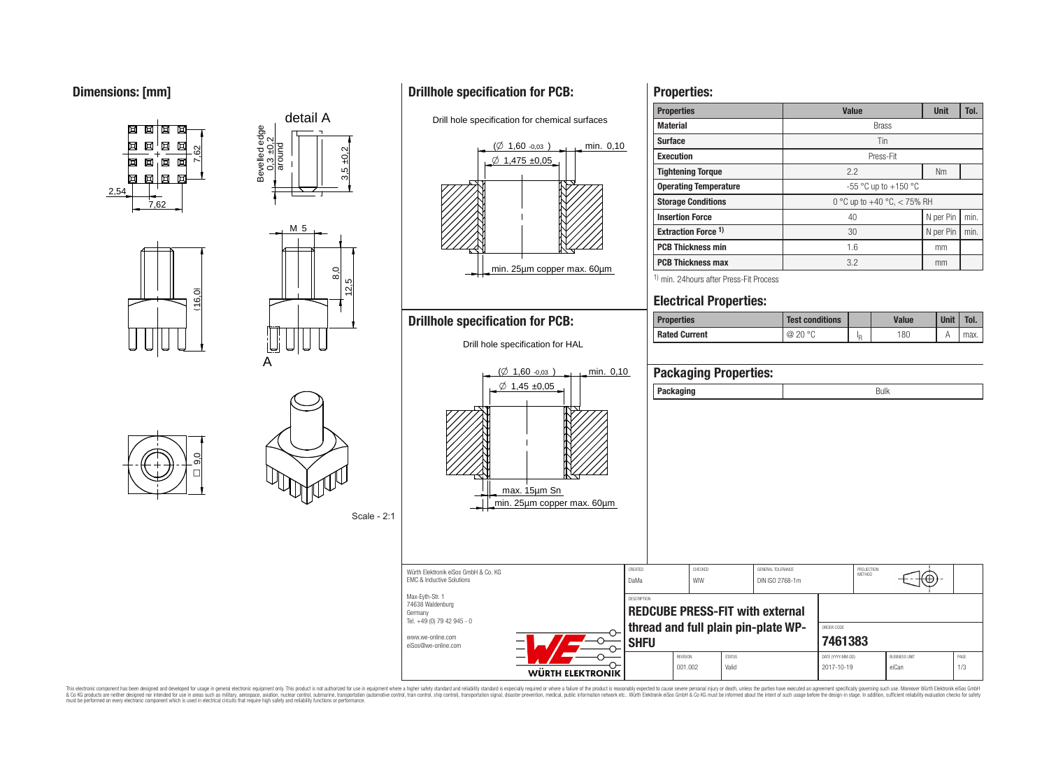## Dimensions: [mm]

detail A

Bevelled edge 0,3 ±0,2 around

3,5 ±0,2

7,62

2,54

7,62

M 5

8,0

12,5

(16,0)

A

□ 9,0

Scale - 2:1

## Drillhole specification for PCB:

Drill hole specification for chemical surfaces

(∅ 1,60 -0,03 ) min. 0,10

∅ 1,475 ±0,05

min. 25µm copper max. 60µm

## Drillhole specification for PCB:

Drill hole specification for HAL

(∅ 1,60 -0,03 ) min. 0,10

∅ 1,45 ±0,05

max. 15µm Sn

min. 25µm copper max. 60µm

## Properties:

| Properties | Value | Unit | Tol. |
|---|---|---|---|
| Material | Brass | | |
| Surface | Tin | | |
| Execution | Press-Fit | | |
| Tightening Torque | 2.2 | Nm | |
| Operating Temperature | -55 °C up to +150 °C | | |
| Storage Conditions | 0 °C up to +40 °C, < 75% RH | | |
| Insertion Force | 40 | N per Pin | min. |
| Extraction Force [1] | 30 | N per Pin | min. |
| PCB Thickness min | 1.6 | mm | |
| PCB Thickness max | 3.2 | mm | |

[1] min. 24hours after Press-Fit Process

## Electrical Properties:

| Properties | Test conditions | | Value | Unit | Tol. |
|---|---|---|---|---|---|
| Rated Current | @ 20 °C | $I_R$ | 180 | A | max. |

## Packaging Properties:

| Packaging | Bulk |
|---|---|

| | | | | |
|---|---|---|---|---|
| Würth Elektronik eiSos GmbH & Co. KG<br>EMC & Inductive Solutions<br>Max-Eyth-Str. 1<br>74638 Waldenburg<br>Germany<br>Tel. +49 (0) 79 42 945 - 0<br>www.we-online.com<br>eiSos@we-online.com | CREATED: DaMa | CHECKED: WIW | GENERAL TOLERANCE: DIN ISO 2768-1m | PROJECTION METHOD |
| | DESCRIPTION: REDCUBE PRESS-FIT with external thread and full plain pin-plate WP-SHFU | | | ORDER CODE: 7461383 |
| | REVISION: 001.002 | STATUS: Valid | DATE (YYYY-MM-DD): 2017-10-19 | BUSINESS UNIT: eiCan |

This electronic component has been designed and developed for usage in general electronic equipment only. This product is not authorized for use in equipment where a higher safety standard and reliability standard is especially required or where a failure of the product is reasonably expected to cause severe personal injury or death, unless the parties have executed an agreement specifically governing such use. Moreover Würth Elektronik eiSos GmbH & Co KG products are neither designed nor intended for use in areas such as military, aerospace, aviation, nuclear control, submarine, transportation (automotive control, train control, ship control), transportation signal, disaster prevention, medical, public information network etc.. Würth Elektronik eiSos GmbH & Co KG must be informed about the intent of such usage before the design-in stage. In addition, sufficient reliability evaluation checks for safety must be performed on every electronic component which is used in electrical circuits that require high safety and reliability functions or performance.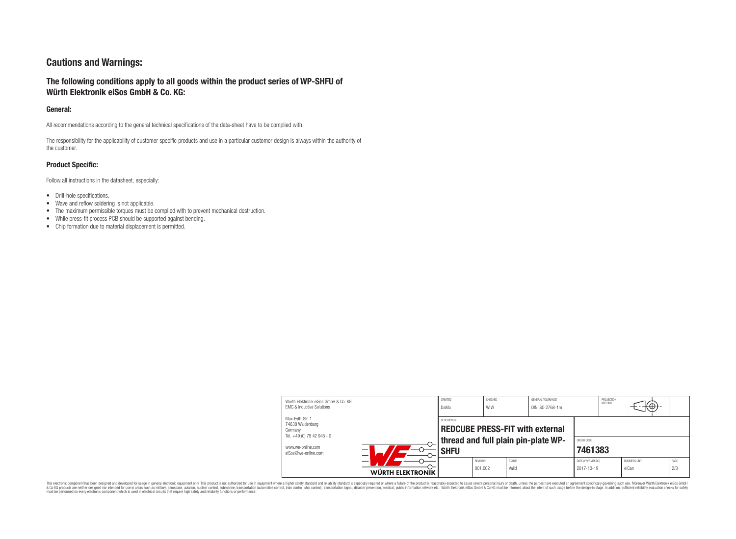# Cautions and Warnings:

## The following conditions apply to all goods within the product series of WP-SHFU of Würth Elektronik eiSos GmbH & Co. KG:

### General:

All recommendations according to the general technical specifications of the data-sheet have to be complied with.

The responsibility for the applicability of customer specific products and use in a particular customer design is always within the authority of the customer.

### Product Specific:

Follow all instructions in the datasheet, especially:

- Drill-hole specifications.
- Wave and reflow soldering is not applicable.
- The maximum permissible torques must be complied with to prevent mechanical destruction.
- While press-fit process PCB should be supported against bending.
- Chip formation due to material displacement is permitted.

| Würth Elektronik eiSos GmbH & Co. KG<br>EMC & Inductive Solutions<br>Max-Eyth-Str. 1<br>74638 Waldenburg<br>Germany<br>Tel. +49 (0) 79 42 945 - 0<br>www.we-online.com<br>eiSos@we-online.com | CREATED<br>DaMa | CHECKED<br>WIW | GENERAL TOLERANCE<br>DIN ISO 2768-1m | PROJECTION METHOD | |
|---|---|---|---|---|---|
| | DESCRIPTION<br>**REDCUBE PRESS-FIT with external thread and full plain pin-plate WP-SHFU** | | | ORDER CODE<br>**7461383** | |
| | REVISION<br>001.002 | STATUS<br>Valid | DATE (YYYY-MM-DD)<br>2017-10-19 | BUSINESS UNIT<br>eiCan | PAGE<br>2/3 |

This electronic component has been designed and developed for usage in general electronic equipment only. This product is not authorized for use in equipment where a higher safety standard and reliability standard is especially required or where a failure of the product is reasonably expected to cause severe personal injury or death, unless the parties have executed an agreement specifically governing such use. Moreover Würth Elektronik eiSos GmbH & Co KG products are neither designed nor intended for use in areas such as military, aerospace, aviation, nuclear control, submarine, transportation (automotive control, train control, ship control), transportation signal, disaster prevention, medical, public information network etc.. Würth Elektronik eiSos GmbH & Co KG must be informed about the intent of such usage before the design-in stage. In addition, sufficient reliability evaluation checks for safety must be performed on every electronic component which is used in electrical circuits that require high safety and reliability functions or performance.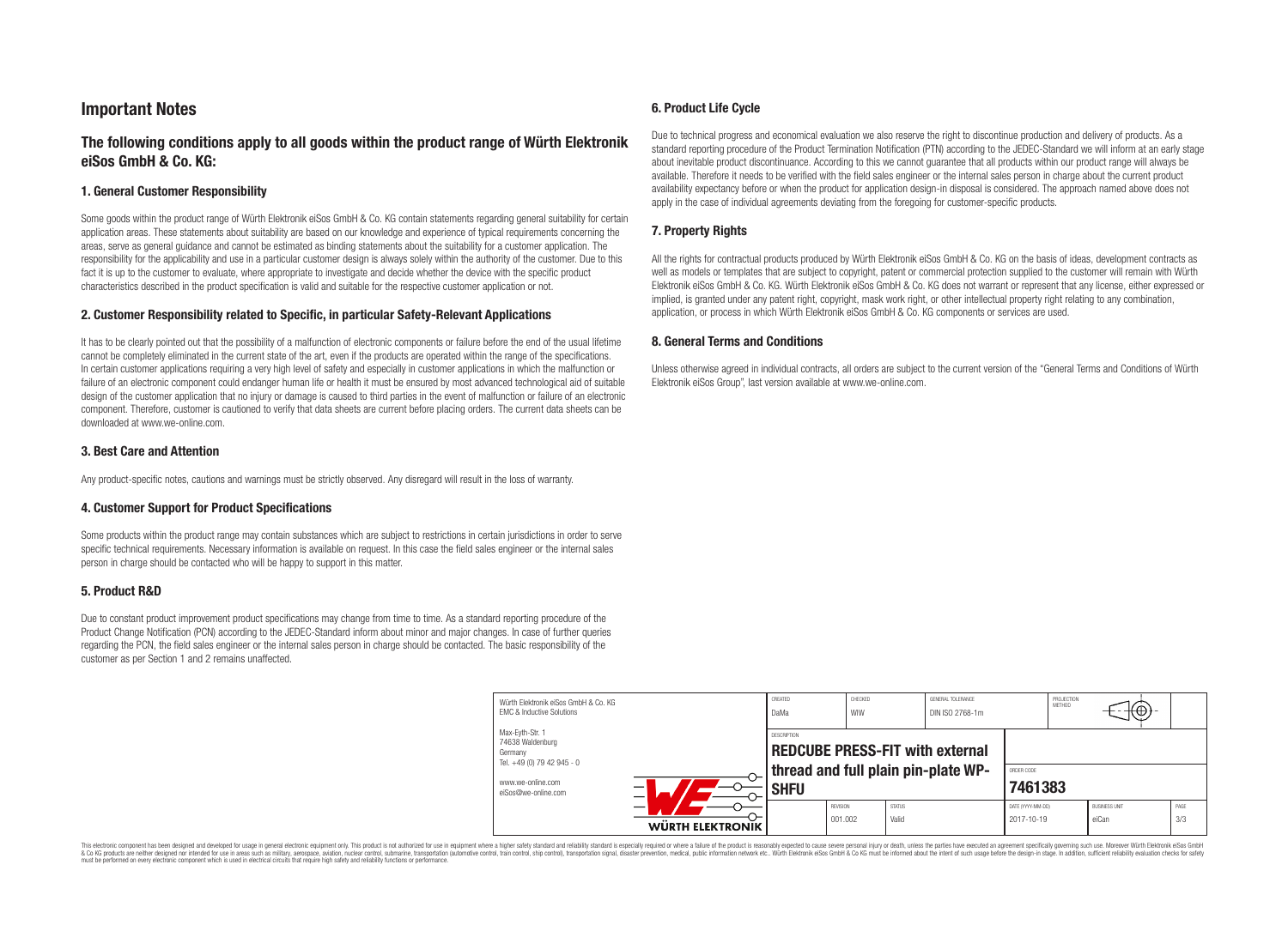# Important Notes

## The following conditions apply to all goods within the product range of Würth Elektronik eiSos GmbH & Co. KG:

### 1. General Customer Responsibility

Some goods within the product range of Würth Elektronik eiSos GmbH & Co. KG contain statements regarding general suitability for certain application areas. These statements about suitability are based on our knowledge and experience of typical requirements concerning the areas, serve as general guidance and cannot be estimated as binding statements about the suitability for a customer application. The responsibility for the applicability and use in a particular customer design is always solely within the authority of the customer. Due to this fact it is up to the customer to evaluate, where appropriate to investigate and decide whether the device with the specific product characteristics described in the product specification is valid and suitable for the respective customer application or not.

### 2. Customer Responsibility related to Specific, in particular Safety-Relevant Applications

It has to be clearly pointed out that the possibility of a malfunction of electronic components or failure before the end of the usual lifetime cannot be completely eliminated in the current state of the art, even if the products are operated within the range of the specifications. In certain customer applications requiring a very high level of safety and especially in customer applications in which the malfunction or failure of an electronic component could endanger human life or health it must be ensured by most advanced technological aid of suitable design of the customer application that no injury or damage is caused to third parties in the event of malfunction or failure of an electronic component. Therefore, customer is cautioned to verify that data sheets are current before placing orders. The current data sheets can be downloaded at www.we-online.com.

### 3. Best Care and Attention

Any product-specific notes, cautions and warnings must be strictly observed. Any disregard will result in the loss of warranty.

### 4. Customer Support for Product Specifications

Some products within the product range may contain substances which are subject to restrictions in certain jurisdictions in order to serve specific technical requirements. Necessary information is available on request. In this case the field sales engineer or the internal sales person in charge should be contacted who will be happy to support in this matter.

### 5. Product R&D

Due to constant product improvement product specifications may change from time to time. As a standard reporting procedure of the Product Change Notification (PCN) according to the JEDEC-Standard inform about minor and major changes. In case of further queries regarding the PCN, the field sales engineer or the internal sales person in charge should be contacted. The basic responsibility of the customer as per Section 1 and 2 remains unaffected.

### 6. Product Life Cycle

Due to technical progress and economical evaluation we also reserve the right to discontinue production and delivery of products. As a standard reporting procedure of the Product Termination Notification (PTN) according to the JEDEC-Standard we will inform at an early stage about inevitable product discontinuance. According to this we cannot guarantee that all products within our product range will always be available. Therefore it needs to be verified with the field sales engineer or the internal sales person in charge about the current product availability expectancy before or when the product for application design-in disposal is considered. The approach named above does not apply in the case of individual agreements deviating from the foregoing for customer-specific products.

### 7. Property Rights

All the rights for contractual products produced by Würth Elektronik eiSos GmbH & Co. KG on the basis of ideas, development contracts as well as models or templates that are subject to copyright, patent or commercial protection supplied to the customer will remain with Würth Elektronik eiSos GmbH & Co. KG. Würth Elektronik eiSos GmbH & Co. KG does not warrant or represent that any license, either expressed or implied, is granted under any patent right, copyright, mask work right, or other intellectual property right relating to any combination, application, or process in which Würth Elektronik eiSos GmbH & Co. KG components or services are used.

### 8. General Terms and Conditions

Unless otherwise agreed in individual contracts, all orders are subject to the current version of the "General Terms and Conditions of Würth Elektronik eiSos Group", last version available at www.we-online.com.

| | | | | | |
|---|---|---|---|---|---|
| Würth Elektronik eiSos GmbH & Co. KG<br>EMC & Inductive Solutions<br>Max-Eyth-Str. 1<br>74638 Waldenburg<br>Germany<br>Tel. +49 (0) 79 42 945 - 0<br>www.we-online.com<br>eiSos@we-online.com | CREATED: DaMa | CHECKED: WIW | GENERAL TOLERANCE: DIN ISO 2768-1m | PROJECTION METHOD | |
| | DESCRIPTION: **REDCUBE PRESS-FIT with external thread and full plain pin-plate WP-SHFU** | | | ORDER CODE: **7461383** | |
| | REVISION: 001.002 | STATUS: Valid | DATE (YYYY-MM-DD): 2017-10-19 | BUSINESS UNIT: eiCan | PAGE: 3/3 |

This electronic component has been designed and developed for usage in general electronic equipment only. This product is not authorized for use in equipment where a higher safety standard and reliability standard is especially required or where a failure of the product is reasonably expected to cause severe personal injury or death, unless the parties have executed an agreement specifically governing such use. Moreover Würth Elektronik eiSos GmbH & Co KG products are neither designed nor intended for use in areas such as military, aerospace, aviation, nuclear control, submarine, transportation (automotive control, train control, ship control), transportation signal, disaster prevention, medical, public information network etc.. Würth Elektronik eiSos GmbH & Co KG must be informed about the intent of such usage before the design-in stage. In addition, sufficient reliability evaluation checks for safety must be performed on every electronic component which is used in electrical circuits that require high safety and reliability functions or performance.